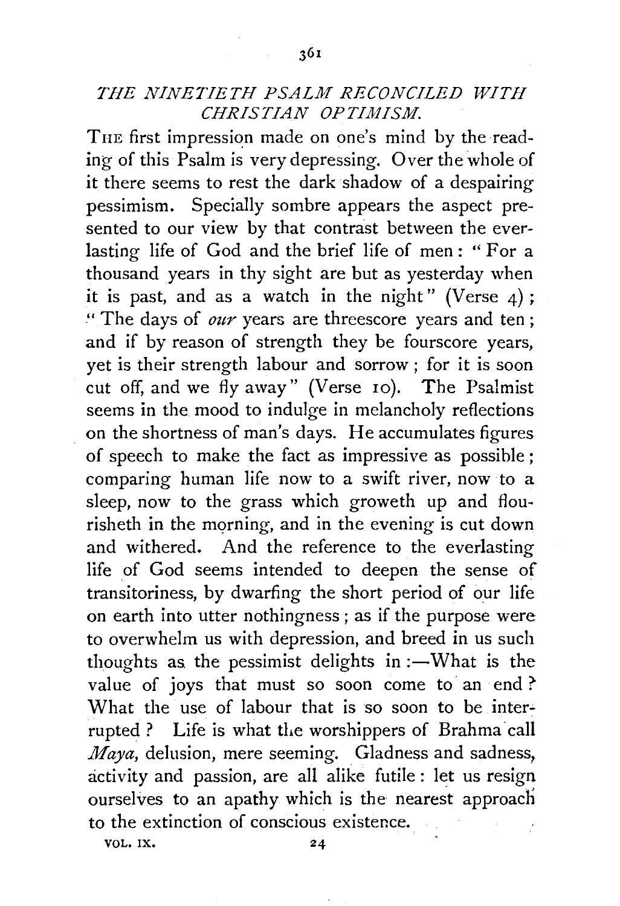## *THE NINETIETH PSALM RECONCILED WITH CHRISTIAN OPTIMISM.*

THE first impression made on one's mind by the reading of this Psalm is very depressing. Over the whole of it there seems to rest the dark shadow of a despairing pessimism. Specially sombre appears the aspect presented to our view by that contrast between the everlasting life of God and the brief life of men: "For a thousand years in thy sight are but as yesterday when it is past, and as a watch in the night" (Verse 4); "The days of *our* years are threescore years and ten; and if by reason of strength they be fourscore years, yet is their strength labour and sorrow; for it is soon cut off, and we fly away" (Verse 10). The Psalmist seems in the mood to indulge in melancholy reflections on the shortness of man's days. He accumulates figures of speech to make the fact as impressive as possible; comparing human life now to a swift river, now to a sleep, now to the grass which groweth up and flourisheth in the morning, and in the evening is cut down and withered. And the reference to the everlasting life of God seems intended to deepen the sense of transitoriness, by dwarfing the short period of our life on earth into utter nothingness; as if the purpose were to overwhelm us with depression, and breed in us such thoughts as the pessimist delights in:—What is the value of joys that must so soon come to an end? What the use of labour that is so soon to be interrupted? Life is what the worshippers of Brahma call *Maya*, delusion, mere seeming. Gladness and sadness, activity and passion, are all alike futile: let us resign ourselves to an apathy which is the nearest approach to the extinction of conscious existence.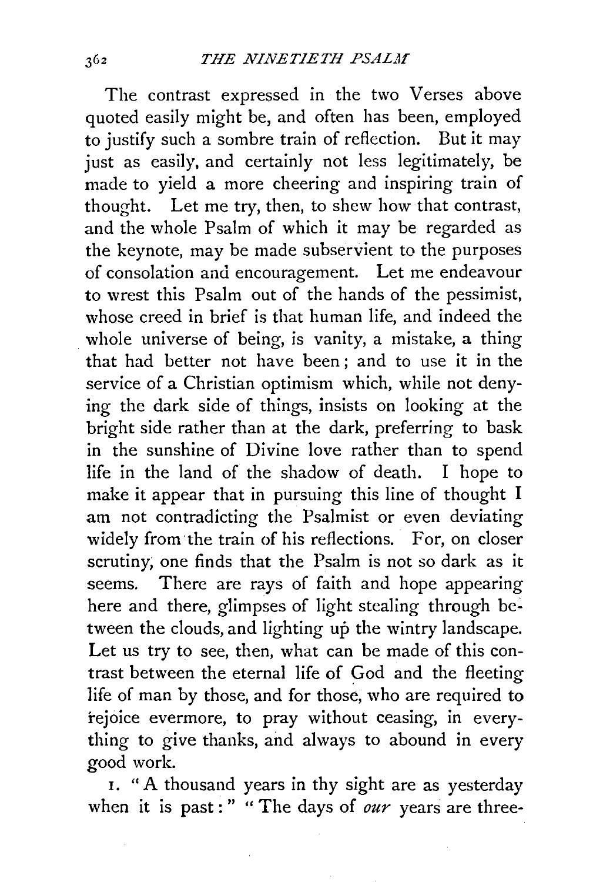The contrast expressed in the two Verses above quoted easily might be, and often has been, employed to justify such a sombre train of reflection. But it may just as easily, and certainly not less legitimately, be made to yield a more cheering and inspiring train of thought. Let me try, then, to shew how that contrast, and the whole Psalm of which it may be regarded as the keynote, may be made subservient to the purposes of consolation and encouragement. Let me endeavour to wrest this Psalm out of the hands of the pessimist, whose creed in brief is that human life, and indeed the whole universe of being, is vanity, a mistake, a thing that had better not have been; and to use it in the service of a Christian optimism which, while not denying the dark side of things, insists on looking at the bright side rather than at the dark, preferring to bask in the sunshine of Divine love rather than to spend life in the land of the shadow of death. I hope to make it appear that in pursuing this line of thought I am not contradicting the Psalmist or even deviating widely from the train of his reflections. For, on closer scrutiny, one finds that the Psalm is not so dark as it seems. There are rays of faith and hope appearing here and there, glimpses of light stealing through between the clouds, and lighting up the wintry landscape. Let us try to see, then, what can be made of this contrast between the eternal life of God and the fleeting life of man by those, and for those, who are required to rejoice evermore, to pray without ceasing, in everything to give thanks, and always to abound in every good work.

1. "A thousand years in thy sight are as yesterday when it is past:" "The days of *our* years are three-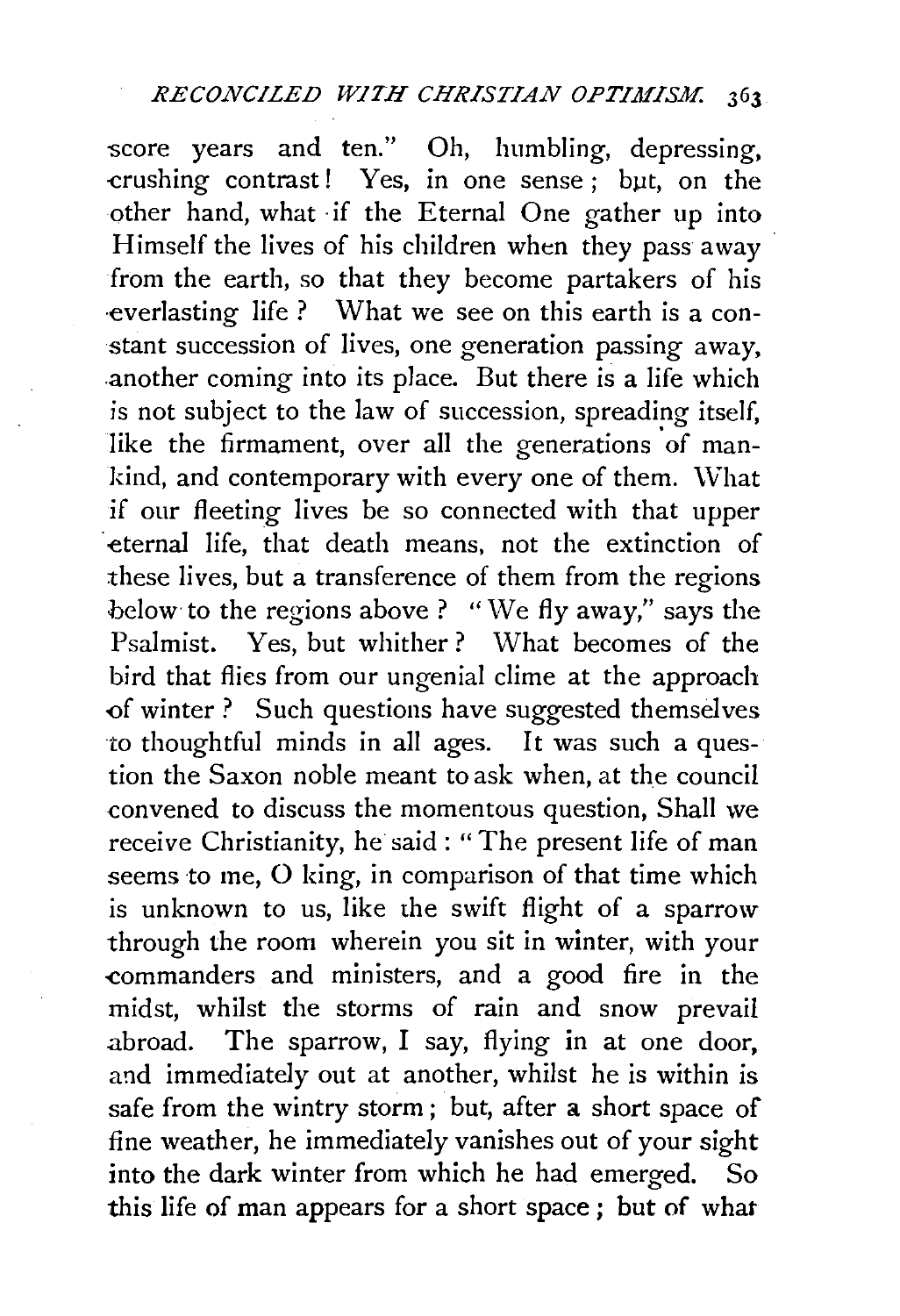score years and ten." Oh, humbling, depressing, crushing contrast! Yes, in one sense; but, on the other hand, what if the Eternal One gather up into Himself the lives of his children when they pass away from the earth, so that they become partakers of his everlasting life? What we see on this earth is a constant succession of lives, one generation passing away, another coming into its place. But there is a life which is not subject to the law of succession, spreading itself, like the firmament, over all the generations of mankind, and contemporary with every one of them. What if our fleeting lives be so connected with that upper eternal life, that death means, not the extinction of these lives, but a transference of them from the regions below to the regions above? "We fly away," says the Psalmist. Yes, but whither? What becomes of the bird that flies from our ungenial clime at the approach of winter? Such questions have suggested themselves to thoughtful minds in all ages. It was such a question the Saxon noble meant to ask when, at the council convened to discuss the momentous question, Shall we receive Christianity, he said: "The present life of man seems to me, O king, in comparison of that time which is unknown to us, like the swift flight of a sparrow through the room wherein you sit in winter, with your commanders and ministers, and a good fire in the midst, whilst the storms of rain and snow prevail abroad. The sparrow, I say, flying in at one door, and immediately out at another, whilst he is within is safe from the wintry storm; but, after a short space of fine weather, he immediately vanishes out of your sight into the dark winter from which he had emerged. So this life of man appears for a short space; but of what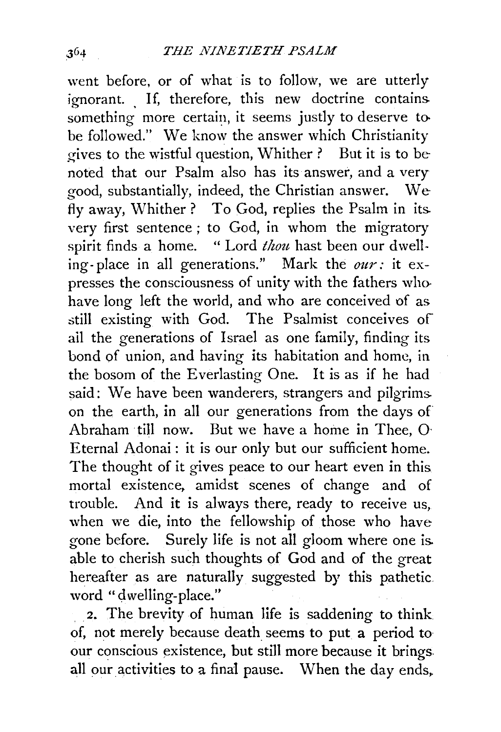went before, or of what is to follow, we are utterly ignorant. If, therefore, this new doctrine contains something more certain, it seems justly to deserve to be followed." We know the answer which Christianity gives to the wistful question, Whither? But it is to be noted that our Psalm also has its answer, and a very good, substantially, indeed, the Christian answer. We fly away, Whither? To God, replies the Psalm in its very first sentence; to God, in whom the migratory spirit finds a home. "Lord *thou* hast been our dwelling-place in all generations." Mark the *our:* it expresses the consciousness of unity with the fathers who have long left the world, and who are conceived of as still existing with God. The Psalmist conceives of all the generations of Israel as one family, finding its bond of union, and having its habitation and home, in the bosom of the Everlasting One. It is as if he had said: We have been wanderers, strangers and pilgrims on the earth, in all our generations from the days of Abraham till now. But we have a home in Thee, O Eternal Adonai: it is our only but our sufficient home. The thought of it gives peace to our heart even in this mortal existence, amidst scenes of change and of trouble. And it is always there, ready to receive us, when we die, into the fellowship of those who have gone before. Surely life is not all gloom where one is able to cherish such thoughts of God and of the great hereafter as are naturally suggested by this pathetic word "dwelling-place."

2. The brevity of human life is saddening to think of, not merely because death seems to put a period to our conscious existence, but still more because it brings all our activities to a final pause. When the day ends,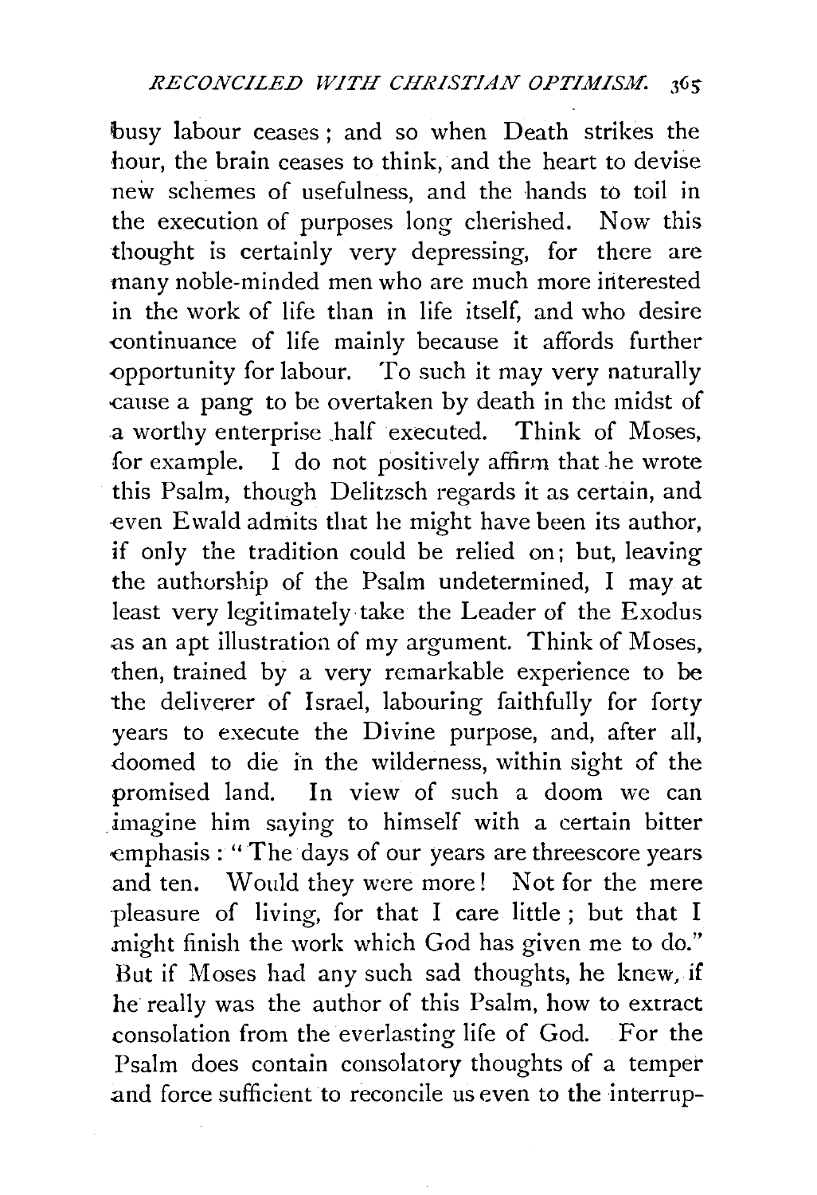busy labour ceases; and so when Death strikes the hour, the brain ceases to think, and the heart to devise new schemes of usefulness, and the hands to toil in the execution of purposes long cherished. Now this thought is certainly very depressing, for there are many noble-minded men who are much more interested in the work of life than in life itself, and who desire continuance of life mainly because it affords further opportunity for labour. To such it may very naturally cause a pang to be overtaken by death in the midst of a worthy enterprise half executed. Think of Moses, for example. I do not positively affirm that he wrote this Psalm, though Delitzsch regards it as certain, and even Ewald admits that he might have been its author, if only the tradition could be relied on; but, leaving the authorship of the Psalm undetermined, I may at least very legitimately take the Leader of the Exodus as an apt illustration of my argument. Think of Moses, then, trained by a very remarkable experience to be the deliverer of Israel, labouring faithfully for forty years to execute the Divine purpose, and, after all, doomed to die in the wilderness, within sight of the promised land. In view of such a doom we can imagine him saying to himself with a certain bitter emphasis: "The days of our years are threescore years and ten. Would they were more! Not for the mere pleasure of living, for that I care little; but that I might finish the work which God has given me to do." But if Moses had any such sad thoughts, he knew, if he really was the author of this Psalm, how to extract consolation from the everlasting life of God. For the Psalm does contain consolatory thoughts of a temper and force sufficient to reconcile us even to the interrup-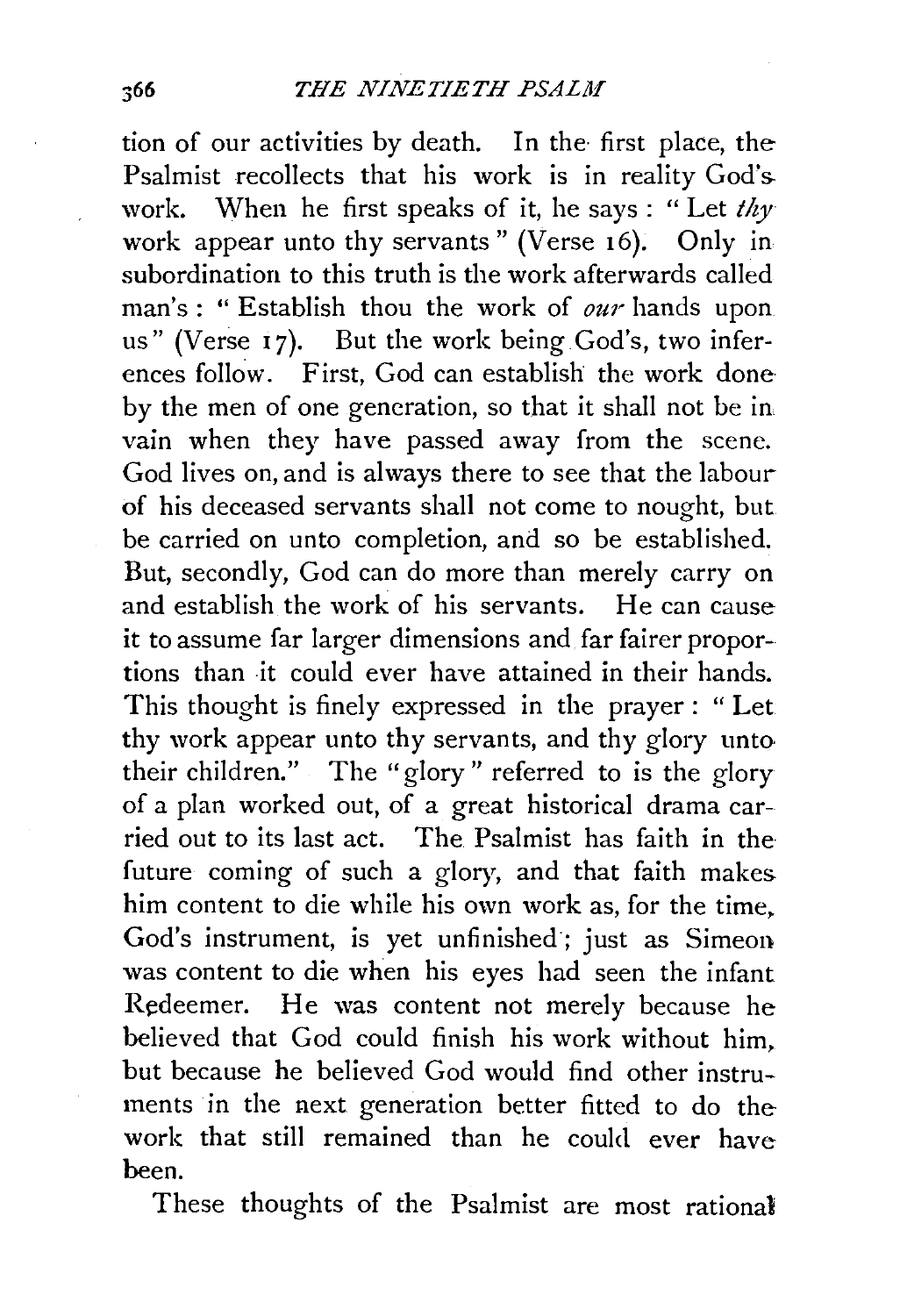tion of our activities by death. In the first place, the Psalmist recollects that his work is in reality God's work. When he first speaks of it, he says: "Let *thy* work appear unto thy servants" (Verse 16). Only in subordination to this truth is the work afterwards called man's: "Establish thou the work of *our* hands upon us" (Verse 17). But the work being God's, two inferences follow. First, God can establish the work done by the men of one generation, so that it shall not be in vain when they have passed away from the scene. God lives on, and is always there to see that the labour of his deceased servants shall not come to nought, but be carried on unto completion, and so be established. But, secondly, God can do more than merely carry on and establish the work of his servants. He can cause it to assume far larger dimensions and far fairer proportions than it could ever have attained in their hands. This thought is finely expressed in the prayer: "Let thy work appear unto thy servants, and thy glory unto their children." The "glory" referred to is the glory of a plan worked out, of a great historical drama carried out to its last act. The Psalmist has faith in the future coming of such a glory, and that faith makes him content to die while his own work as, for the time, God's instrument, is yet unfinished; just as Simeon was content to die when his eyes had seen the infant Redeemer. He was content not merely because he believed that God could finish his work without him, but because he believed God would find other instruments in the next generation better fitted to do the work that still remained than he could ever have been.

These thoughts of the Psalmist are most rational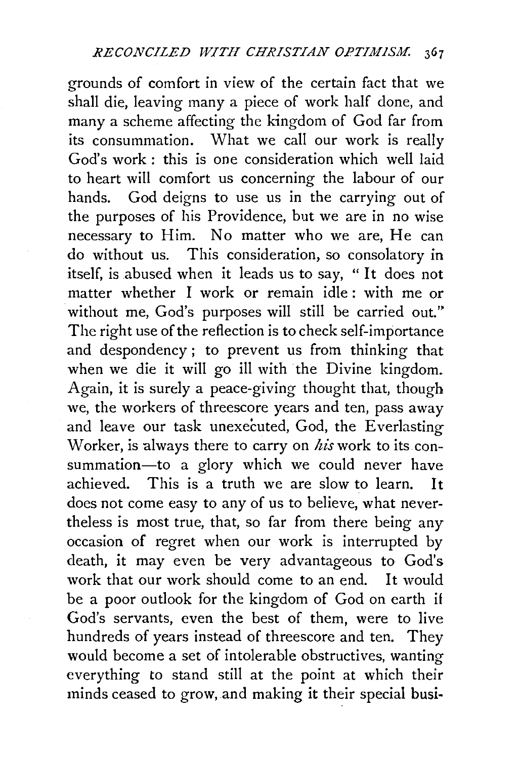grounds of comfort in view of the certain fact that we shall die, leaving many a piece of work half done, and many a scheme affecting the kingdom of God far from its consummation. What we call our work is really God's work : this is one consideration which well laid to heart will comfort us concerning the labour of our hands. God deigns to use us in the carrying out of the purposes of his Providence, but we are in no wise necessary to Him. No matter who we are, He can do without us. This consideration, so consolatory in itself, is abused when it leads us to say, "It does not matter whether I work or remain idle : with me or without me, God's purposes will still be carried out." The right use of the reflection is to check self-importance and despondency ; to prevent us from thinking that when we die it will go ill with the Divine kingdom. Again, it is surely a peace-giving thought that, though we, the workers of threescore years and ten, pass away and leave our task unexecuted, God, the Everlasting Worker, is always there to carry on *his* work to its consummation—to a glory which we could never have achieved. This is a truth we are slow to learn. It does not come easy to any of us to believe, what nevertheless is most true, that, so far from there being any occasion of regret when our work is interrupted by death, it may even be very advantageous to God's work that our work should come to an end. It would be a poor outlook for the kingdom of God on earth if God's servants, even the best of them, were to live hundreds of years instead of threescore and ten. They would become a set of intolerable obstructives, wanting everything to stand still at the point at which their minds ceased to grow, and making it their special busi-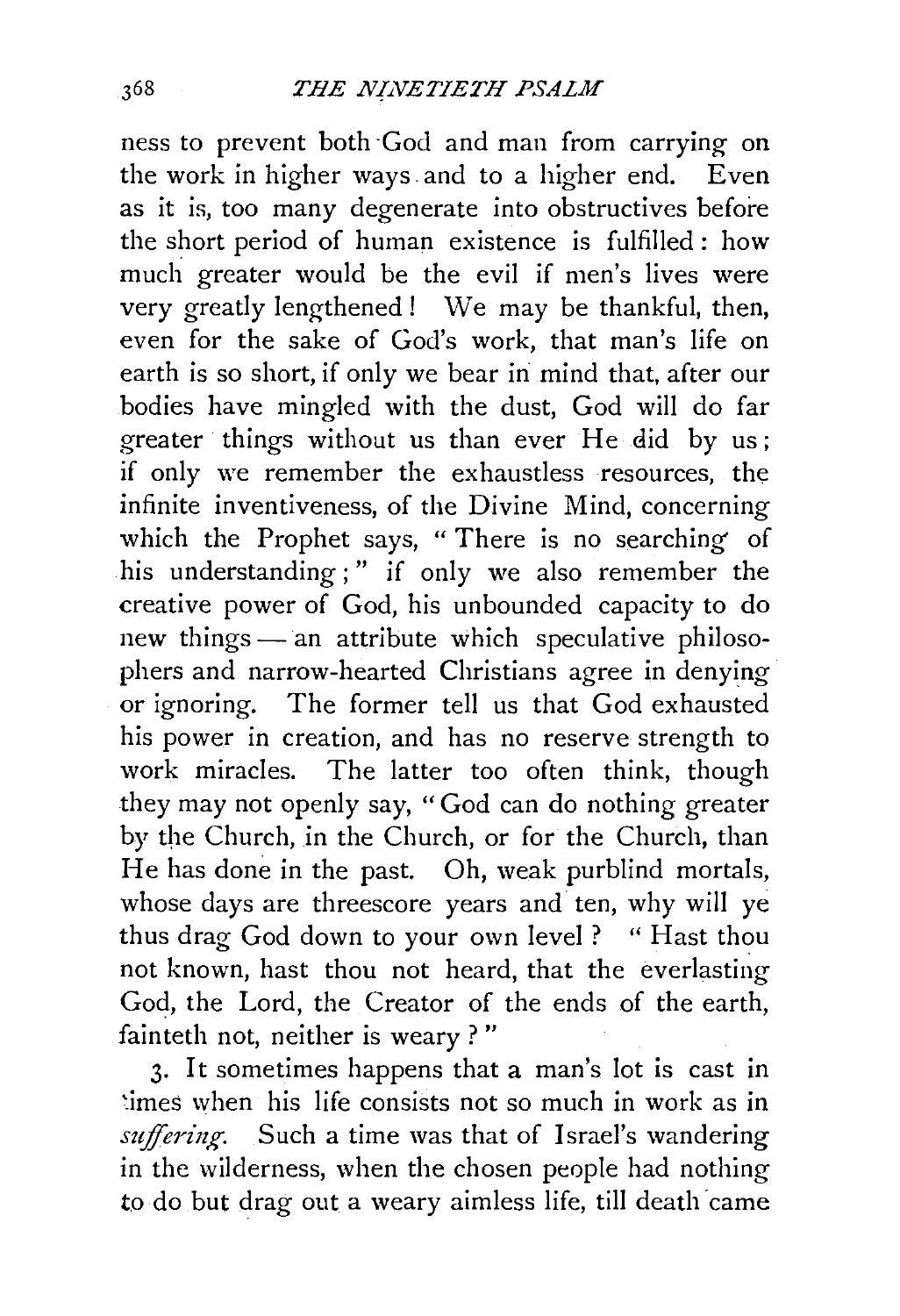ness to prevent both God and man from carrying on the work in higher ways and to a higher end. Even as it is, too many degenerate into obstructives before the short period of human existence is fulfilled: how much greater would be the evil if men's lives were very greatly lengthened! We may be thankful, then, even for the sake of God's work, that man's life on earth is so short, if only we bear in mind that, after our bodies have mingled with the dust, God will do far greater things without us than ever He did by us; if only we remember the exhaustless resources, the infinite inventiveness, of the Divine Mind, concerning which the Prophet says, "There is no searching of his understanding;" if only we also remember the creative power of God, his unbounded capacity to do new things — an attribute which speculative philosophers and narrow-hearted Christians agree in denying or ignoring. The former tell us that God exhausted his power in creation, and has no reserve strength to work miracles. The latter too often think, though they may not openly say, "God can do nothing greater by the Church, in the Church, or for the Church, than He has done in the past. Oh, weak purblind mortals, whose days are threescore years and ten, why will ye thus drag God down to your own level? "Hast thou not known, hast thou not heard, that the everlasting God, the Lord, the Creator of the ends of the earth, fainteth not, neither is weary?"

3. It sometimes happens that a man's lot is cast in times when his life consists not so much in work as in *suffering*. Such a time was that of Israel's wandering in the wilderness, when the chosen people had nothing to do but drag out a weary aimless life, till death came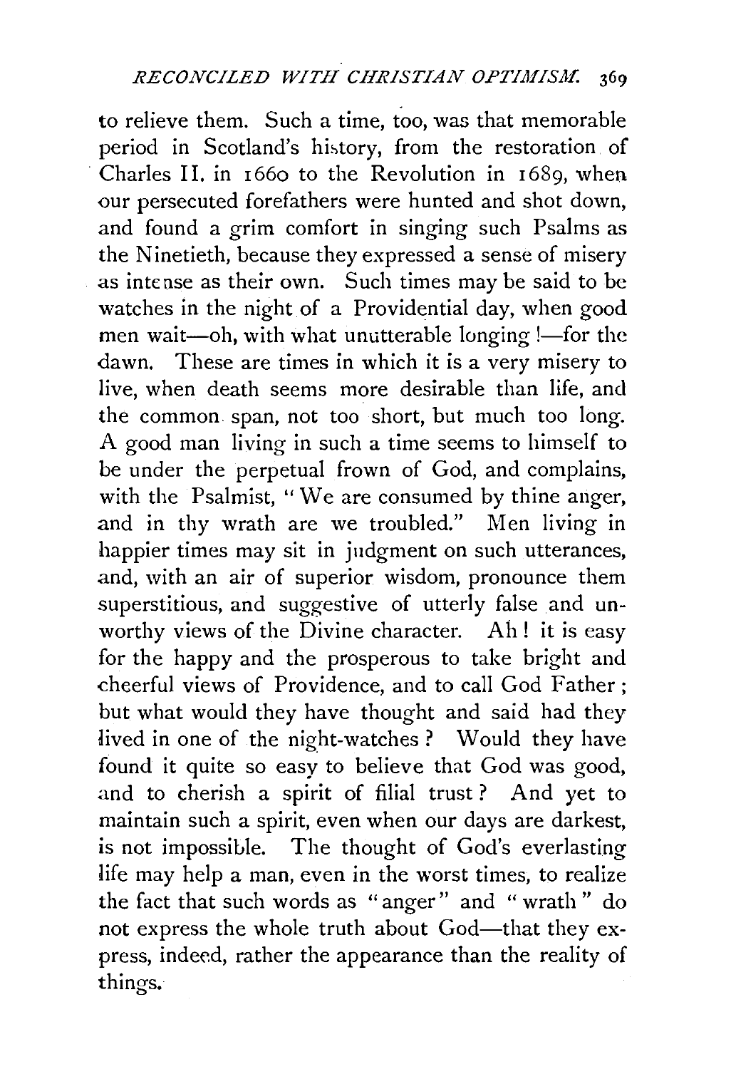to relieve them. Such a time, too, was that memorable period in Scotland's history, from the restoration of Charles II. in 1660 to the Revolution in 1689, when our persecuted forefathers were hunted and shot down, and found a grim comfort in singing such Psalms as the Ninetieth, because they expressed a sense of misery as intense as their own. Such times may be said to be watches in the night of a Providential day, when good men wait—oh, with what unutterable longing!—for the dawn. These are times in which it is a very misery to live, when death seems more desirable than life, and the common span, not too short, but much too long. A good man living in such a time seems to himself to be under the perpetual frown of God, and complains, with the Psalmist, "We are consumed by thine anger, and in thy wrath are we troubled." Men living in happier times may sit in judgment on such utterances, and, with an air of superior wisdom, pronounce them superstitious, and suggestive of utterly false and unworthy views of the Divine character. Ah! it is easy for the happy and the prosperous to take bright and cheerful views of Providence, and to call God Father; but what would they have thought and said had they lived in one of the night-watches? Would they have found it quite so easy to believe that God was good, and to cherish a spirit of filial trust? And yet to maintain such a spirit, even when our days are darkest, is not impossible. The thought of God's everlasting life may help a man, even in the worst times, to realize the fact that such words as "anger" and "wrath" do not express the whole truth about God—that they express, indeed, rather the appearance than the reality of things.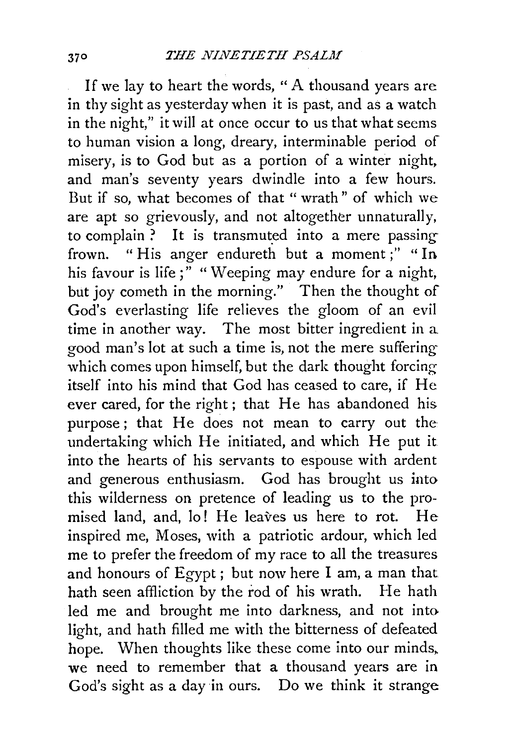If we lay to heart the words, "A thousand years are in thy sight as yesterday when it is past, and as a watch in the night," it will at once occur to us that what seems to human vision a long, dreary, interminable period of misery, is to God but as a portion of a winter night, and man's seventy years dwindle into a few hours. But if so, what becomes of that "wrath" of which we are apt so grievously, and not altogether unnaturally, to complain? It is transmuted into a mere passing frown. "His anger endureth but a moment;" "In his favour is life;" "Weeping may endure for a night, but joy cometh in the morning." Then the thought of God's everlasting life relieves the gloom of an evil time in another way. The most bitter ingredient in a good man's lot at such a time is, not the mere suffering which comes upon himself, but the dark thought forcing itself into his mind that God has ceased to care, if He ever cared, for the right; that He has abandoned his purpose; that He does not mean to carry out the undertaking which He initiated, and which He put it into the hearts of his servants to espouse with ardent and generous enthusiasm. God has brought us into this wilderness on pretence of leading us to the promised land, and, lo! He leaves us here to rot. He inspired me, Moses, with a patriotic ardour, which led me to prefer the freedom of my race to all the treasures and honours of Egypt; but now here I am, a man that hath seen affliction by the rod of his wrath. He hath led me and brought me into darkness, and not into light, and hath filled me with the bitterness of defeated hope. When thoughts like these come into our minds, we need to remember that a thousand years are in God's sight as a day in ours. Do we think it strange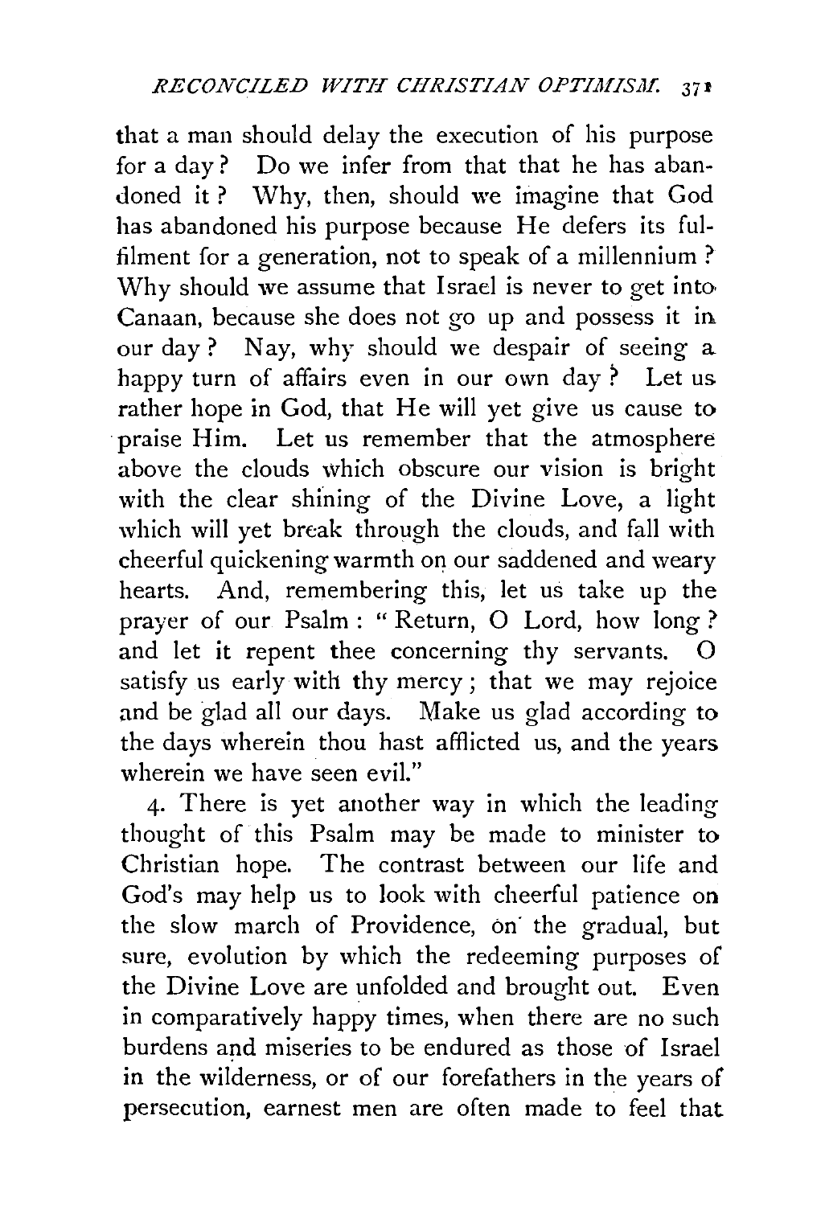that a man should delay the execution of his purpose for a day? Do we infer from that that he has abandoned it? Why, then, should we imagine that God has abandoned his purpose because He defers its fulfilment for a generation, not to speak of a millennium? Why should we assume that Israel is never to get into Canaan, because she does not go up and possess it in our day? Nay, why should we despair of seeing a happy turn of affairs even in our own day? Let us rather hope in God, that He will yet give us cause to praise Him. Let us remember that the atmosphere above the clouds which obscure our vision is bright with the clear shining of the Divine Love, a light which will yet break through the clouds, and fall with cheerful quickening warmth on our saddened and weary hearts. And, remembering this, let us take up the prayer of our Psalm: "Return, O Lord, how long? and let it repent thee concerning thy servants. O satisfy us early with thy mercy; that we may rejoice and be glad all our days. Make us glad according to the days wherein thou hast afflicted us, and the years wherein we have seen evil."

4. There is yet another way in which the leading thought of this Psalm may be made to minister to Christian hope. The contrast between our life and God's may help us to look with cheerful patience on the slow march of Providence, on the gradual, but sure, evolution by which the redeeming purposes of the Divine Love are unfolded and brought out. Even in comparatively happy times, when there are no such burdens and miseries to be endured as those of Israel in the wilderness, or of our forefathers in the years of persecution, earnest men are often made to feel that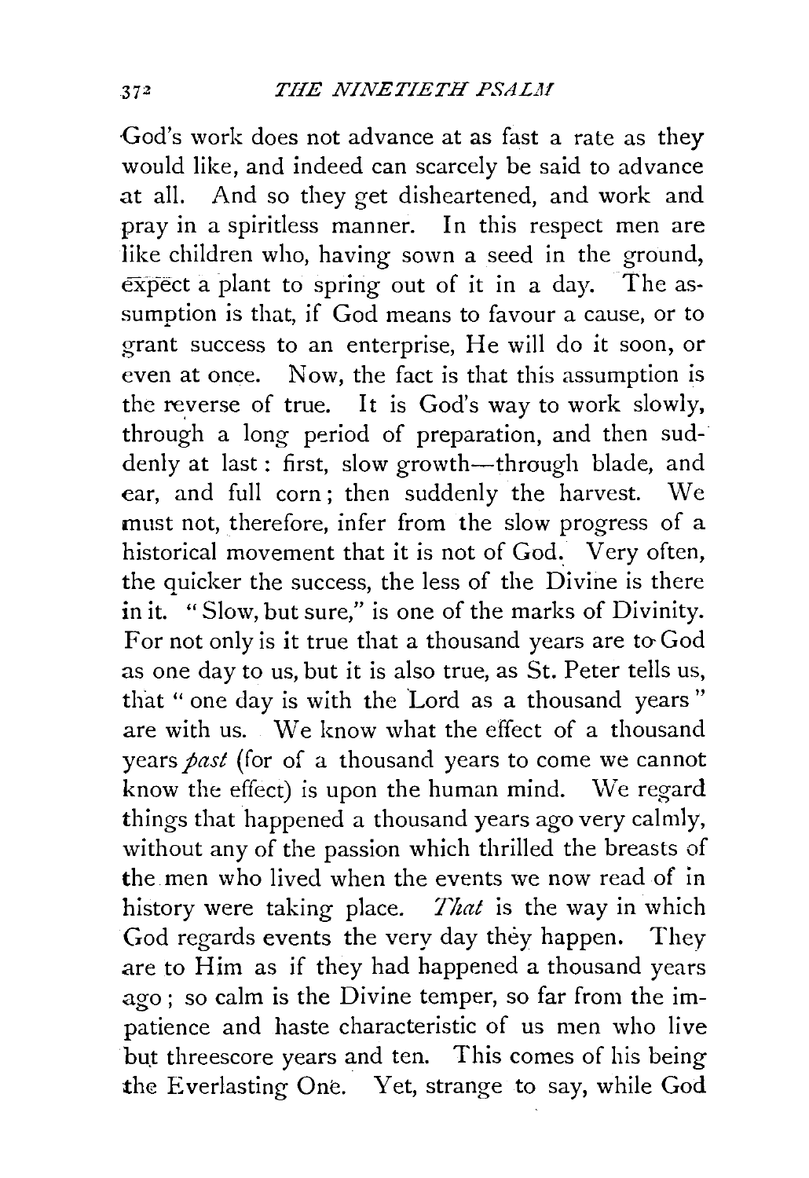God's work does not advance at as fast a rate as they would like, and indeed can scarcely be said to advance at all. And so they get disheartened, and work and pray in a spiritless manner. In this respect men are like children who, having sown a seed in the ground, expect a plant to spring out of it in a day. The assumption is that, if God means to favour a cause, or to grant success to an enterprise, He will do it soon, or even at once. Now, the fact is that this assumption is the reverse of true. It is God's way to work slowly, through a long period of preparation, and then suddenly at last: first, slow growth—through blade, and ear, and full corn; then suddenly the harvest. We must not, therefore, infer from the slow progress of a historical movement that it is not of God. Very often, the quicker the success, the less of the Divine is there in it. "Slow, but sure," is one of the marks of Divinity. For not only is it true that a thousand years are to God as one day to us, but it is also true, as St. Peter tells us, that "one day is with the Lord as a thousand years" are with us. We know what the effect of a thousand years *past* (for of a thousand years to come we cannot know the effect) is upon the human mind. We regard things that happened a thousand years ago very calmly, without any of the passion which thrilled the breasts of the men who lived when the events we now read of in history were taking place. *That* is the way in which God regards events the very day they happen. They are to Him as if they had happened a thousand years ago; so calm is the Divine temper, so far from the impatience and haste characteristic of us men who live but threescore years and ten. This comes of his being the Everlasting One. Yet, strange to say, while God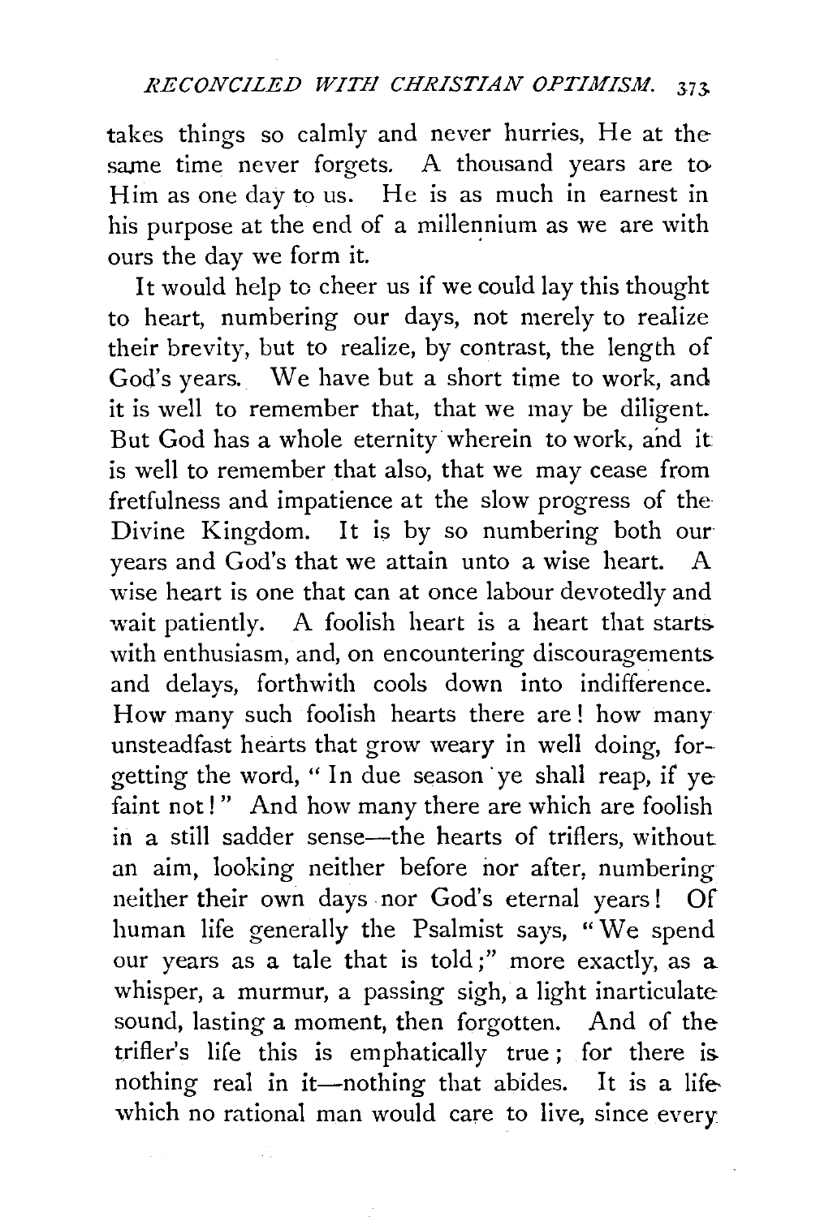takes things so calmly and never hurries, He at the same time never forgets. A thousand years are to Him as one day to us. He is as much in earnest in his purpose at the end of a millennium as we are with ours the day we form it.

It would help to cheer us if we could lay this thought to heart, numbering our days, not merely to realize their brevity, but to realize, by contrast, the length of God's years. We have but a short time to work, and it is well to remember that, that we may be diligent. But God has a whole eternity wherein to work, and it is well to remember that also, that we may cease from fretfulness and impatience at the slow progress of the Divine Kingdom. It is by so numbering both our years and God's that we attain unto a wise heart. A wise heart is one that can at once labour devotedly and wait patiently. A foolish heart is a heart that starts with enthusiasm, and, on encountering discouragements and delays, forthwith cools down into indifference. How many such foolish hearts there are! how many unsteadfast hearts that grow weary in well doing, forgetting the word, "In due season ye shall reap, if ye faint not!" And how many there are which are foolish in a still sadder sense—the hearts of triflers, without an aim, looking neither before nor after, numbering neither their own days nor God's eternal years! Of human life generally the Psalmist says, "We spend our years as a tale that is told;" more exactly, as a whisper, a murmur, a passing sigh, a light inarticulate sound, lasting a moment, then forgotten. And of the trifler's life this is emphatically true; for there is nothing real in it—nothing that abides. It is a life which no rational man would care to live, since every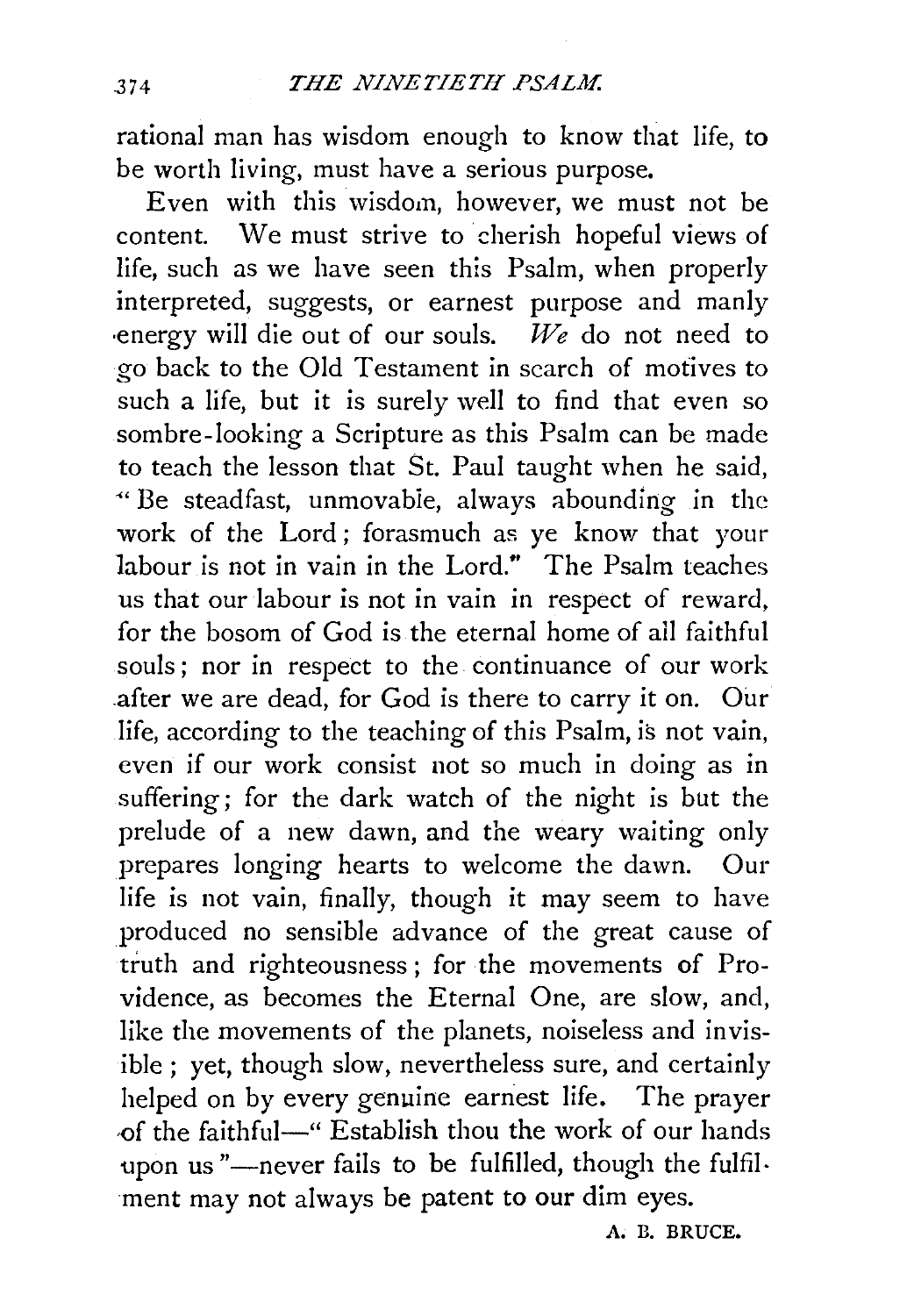rational man has wisdom enough to know that life, to be worth living, must have a serious purpose.

Even with this wisdom, however, we must not be content. We must strive to cherish hopeful views of life, such as we have seen this Psalm, when properly interpreted, suggests, or earnest purpose and manly energy will die out of our souls. *We* do not need to go back to the Old Testament in search of motives to such a life, but it is surely well to find that even so sombre-looking a Scripture as this Psalm can be made to teach the lesson that St. Paul taught when he said, "Be steadfast, unmovable, always abounding in the work of the Lord; forasmuch as ye know that your labour is not in vain in the Lord." The Psalm teaches us that our labour is not in vain in respect of reward, for the bosom of God is the eternal home of all faithful souls; nor in respect to the continuance of our work after we are dead, for God is there to carry it on. Our life, according to the teaching of this Psalm, is not vain, even if our work consist not so much in doing as in suffering; for the dark watch of the night is but the prelude of a new dawn, and the weary waiting only prepares longing hearts to welcome the dawn. Our life is not vain, finally, though it may seem to have produced no sensible advance of the great cause of truth and righteousness; for the movements of Providence, as becomes the Eternal One, are slow, and, like the movements of the planets, noiseless and invisible; yet, though slow, nevertheless sure, and certainly helped on by every genuine earnest life. The prayer of the faithful—"Establish thou the work of our hands upon us"—never fails to be fulfilled, though the fulfilment may not always be patent to our dim eyes.

A. B. BRUCE.